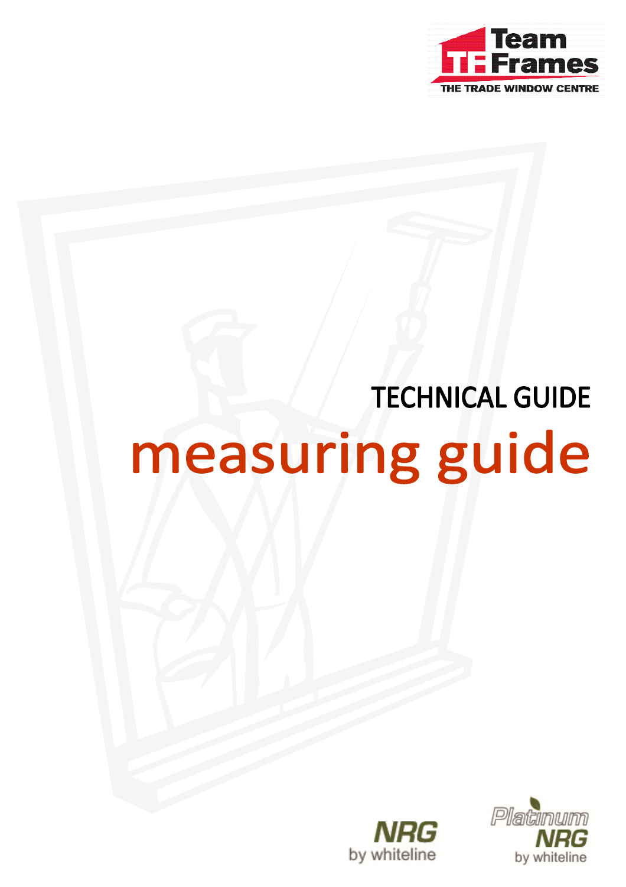Team Frames

THE TRADE WINDOW CENTRE

TECHNICAL GUIDE

# measuring guide

NRG by whiteline

Platinum NRG by whiteline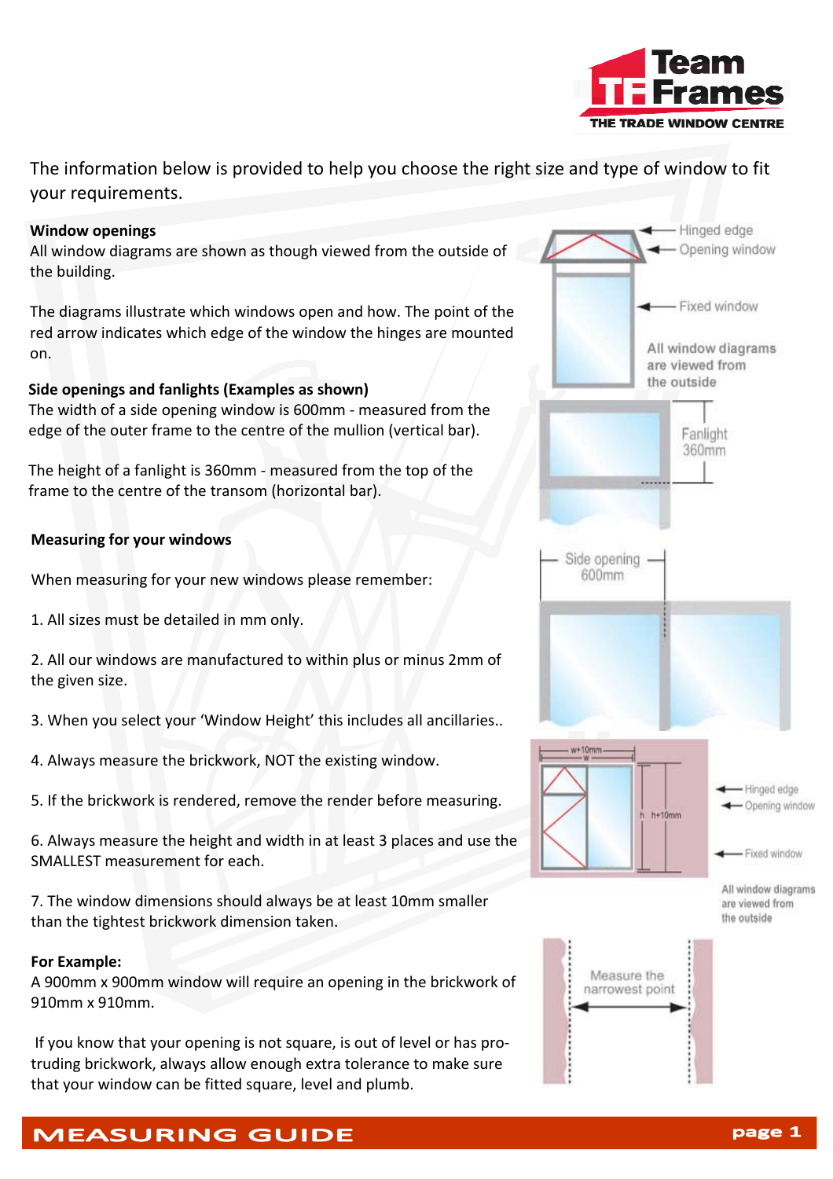The information below is provided to help you choose the right size and type of window to fit your requirements.

**Window openings**

All window diagrams are shown as though viewed from the outside of the building.

The diagrams illustrate which windows open and how. The point of the red arrow indicates which edge of the window the hinges are mounted on.

**Side openings and fanlights (Examples as shown)**

The width of a side opening window is 600mm - measured from the edge of the outer frame to the centre of the mullion (vertical bar).

The height of a fanlight is 360mm - measured from the top of the frame to the centre of the transom (horizontal bar).

Hinged edge
Opening window
Fixed window
All window diagrams are viewed from the outside
Fanlight 360mm
Side opening 600mm

**Measuring for your windows**

When measuring for your new windows please remember:

1. All sizes must be detailed in mm only.
2. All our windows are manufactured to within plus or minus 2mm of the given size.
3. When you select your 'Window Height' this includes all ancillaries..
4. Always measure the brickwork, NOT the existing window.
5. If the brickwork is rendered, remove the render before measuring.
6. Always measure the height and width in at least 3 places and use the SMALLEST measurement for each.
7. The window dimensions should always be at least 10mm smaller than the tightest brickwork dimension taken.

w+10mm
w
h
h+10mm
Hinged edge
Opening window
Fixed window
All window diagrams are viewed from the outside

**For Example:**

A 900mm x 900mm window will require an opening in the brickwork of 910mm x 910mm.

If you know that your opening is not square, is out of level or has protruding brickwork, always allow enough extra tolerance to make sure that your window can be fitted square, level and plumb.

Measure the narrowest point